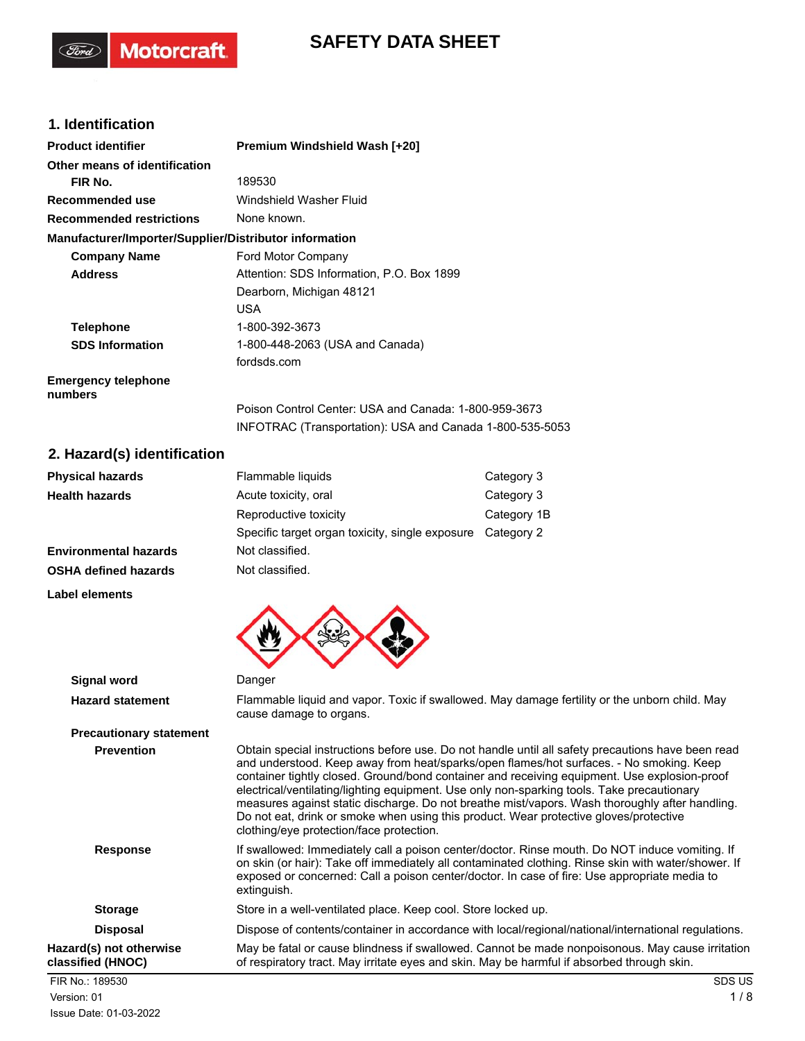# SAFETY DATA SHEET

## 1. Identification

| | |
|---|---|
| **Product identifier** | **Premium Windshield Wash [+20]** |
| **Other means of identification** | |
| **FIR No.** | 189530 |
| **Recommended use** | Windshield Washer Fluid |
| **Recommended restrictions** | None known. |

**Manufacturer/Importer/Supplier/Distributor information**

| | |
|---|---|
| **Company Name** | Ford Motor Company |
| **Address** | Attention: SDS Information, P.O. Box 1899<br>Dearborn, Michigan 48121<br>USA |
| **Telephone** | 1-800-392-3673 |
| **SDS Information** | 1-800-448-2063 (USA and Canada)<br>fordsds.com |
| **Emergency telephone numbers** | Poison Control Center: USA and Canada: 1-800-959-3673<br>INFOTRAC (Transportation): USA and Canada 1-800-535-5053 |

## 2. Hazard(s) identification

| | | |
|---|---|---|
| **Physical hazards** | Flammable liquids | Category 3 |
| **Health hazards** | Acute toxicity, oral | Category 3 |
| | Reproductive toxicity | Category 1B |
| | Specific target organ toxicity, single exposure | Category 2 |
| **Environmental hazards** | Not classified. | |
| **OSHA defined hazards** | Not classified. | |

**Label elements**

**Signal word**: Danger

**Hazard statement**: Flammable liquid and vapor. Toxic if swallowed. May damage fertility or the unborn child. May cause damage to organs.

**Precautionary statement**

**Prevention**: Obtain special instructions before use. Do not handle until all safety precautions have been read and understood. Keep away from heat/sparks/open flames/hot surfaces. - No smoking. Keep container tightly closed. Ground/bond container and receiving equipment. Use explosion-proof electrical/ventilating/lighting equipment. Use only non-sparking tools. Take precautionary measures against static discharge. Do not breathe mist/vapors. Wash thoroughly after handling. Do not eat, drink or smoke when using this product. Wear protective gloves/protective clothing/eye protection/face protection.

**Response**: If swallowed: Immediately call a poison center/doctor. Rinse mouth. Do NOT induce vomiting. If on skin (or hair): Take off immediately all contaminated clothing. Rinse skin with water/shower. If exposed or concerned: Call a poison center/doctor. In case of fire: Use appropriate media to extinguish.

**Storage**: Store in a well-ventilated place. Keep cool. Store locked up.

**Disposal**: Dispose of contents/container in accordance with local/regional/national/international regulations.

**Hazard(s) not otherwise classified (HNOC)**: May be fatal or cause blindness if swallowed. Cannot be made nonpoisonous. May cause irritation of respiratory tract. May irritate eyes and skin. May be harmful if absorbed through skin.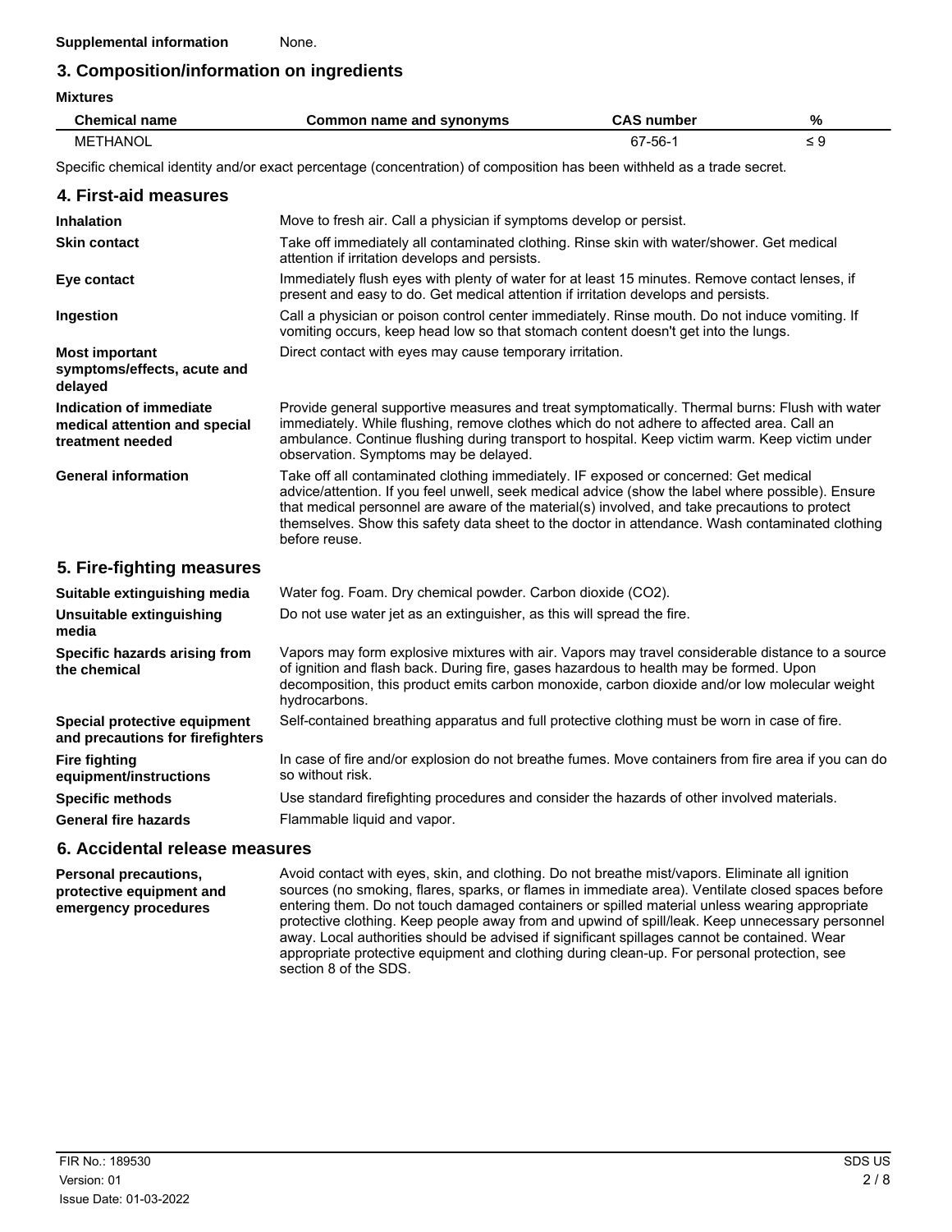**Supplemental information** None.

## 3. Composition/information on ingredients

**Mixtures**

| Chemical name | Common name and synonyms | CAS number | % |
|---|---|---|---|
| METHANOL | | 67-56-1 | ≤ 9 |

Specific chemical identity and/or exact percentage (concentration) of composition has been withheld as a trade secret.

## 4. First-aid measures

**Inhalation**
Move to fresh air. Call a physician if symptoms develop or persist.

**Skin contact**
Take off immediately all contaminated clothing. Rinse skin with water/shower. Get medical attention if irritation develops and persists.

**Eye contact**
Immediately flush eyes with plenty of water for at least 15 minutes. Remove contact lenses, if present and easy to do. Get medical attention if irritation develops and persists.

**Ingestion**
Call a physician or poison control center immediately. Rinse mouth. Do not induce vomiting. If vomiting occurs, keep head low so that stomach content doesn't get into the lungs.

**Most important symptoms/effects, acute and delayed**
Direct contact with eyes may cause temporary irritation.

**Indication of immediate medical attention and special treatment needed**
Provide general supportive measures and treat symptomatically. Thermal burns: Flush with water immediately. While flushing, remove clothes which do not adhere to affected area. Call an ambulance. Continue flushing during transport to hospital. Keep victim warm. Keep victim under observation. Symptoms may be delayed.

**General information**
Take off all contaminated clothing immediately. IF exposed or concerned: Get medical advice/attention. If you feel unwell, seek medical advice (show the label where possible). Ensure that medical personnel are aware of the material(s) involved, and take precautions to protect themselves. Show this safety data sheet to the doctor in attendance. Wash contaminated clothing before reuse.

## 5. Fire-fighting measures

**Suitable extinguishing media**
Water fog. Foam. Dry chemical powder. Carbon dioxide ($CO_2$).

**Unsuitable extinguishing media**
Do not use water jet as an extinguisher, as this will spread the fire.

**Specific hazards arising from the chemical**
Vapors may form explosive mixtures with air. Vapors may travel considerable distance to a source of ignition and flash back. During fire, gases hazardous to health may be formed. Upon decomposition, this product emits carbon monoxide, carbon dioxide and/or low molecular weight hydrocarbons.

**Special protective equipment and precautions for firefighters**
Self-contained breathing apparatus and full protective clothing must be worn in case of fire.

**Fire fighting equipment/instructions**
In case of fire and/or explosion do not breathe fumes. Move containers from fire area if you can do so without risk.

**Specific methods**
Use standard firefighting procedures and consider the hazards of other involved materials.

**General fire hazards**
Flammable liquid and vapor.

## 6. Accidental release measures

**Personal precautions, protective equipment and emergency procedures**
Avoid contact with eyes, skin, and clothing. Do not breathe mist/vapors. Eliminate all ignition sources (no smoking, flares, sparks, or flames in immediate area). Ventilate closed spaces before entering them. Do not touch damaged containers or spilled material unless wearing appropriate protective clothing. Keep people away from and upwind of spill/leak. Keep unnecessary personnel away. Local authorities should be advised if significant spillages cannot be contained. Wear appropriate protective equipment and clothing during clean-up. For personal protection, see section 8 of the SDS.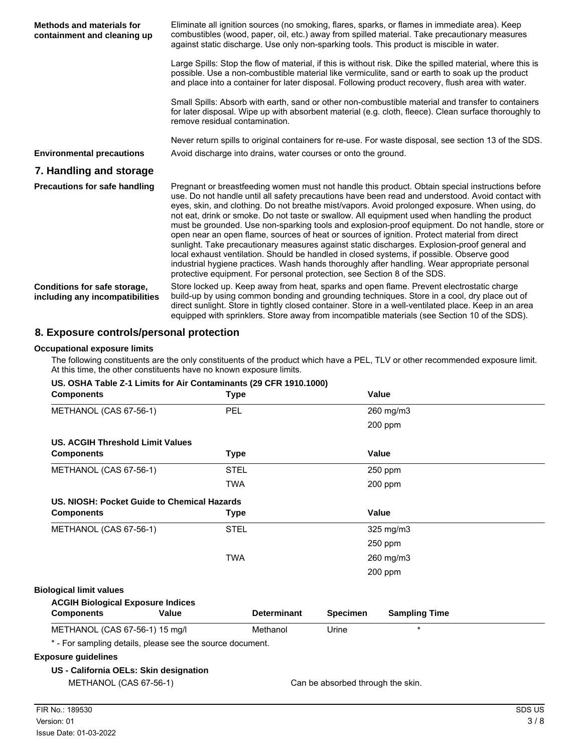**Methods and materials for containment and cleaning up**

Eliminate all ignition sources (no smoking, flares, sparks, or flames in immediate area). Keep combustibles (wood, paper, oil, etc.) away from spilled material. Take precautionary measures against static discharge. Use only non-sparking tools. This product is miscible in water.

Large Spills: Stop the flow of material, if this is without risk. Dike the spilled material, where this is possible. Use a non-combustible material like vermiculite, sand or earth to soak up the product and place into a container for later disposal. Following product recovery, flush area with water.

Small Spills: Absorb with earth, sand or other non-combustible material and transfer to containers for later disposal. Wipe up with absorbent material (e.g. cloth, fleece). Clean surface thoroughly to remove residual contamination.

Never return spills to original containers for re-use. For waste disposal, see section 13 of the SDS.

**Environmental precautions**

Avoid discharge into drains, water courses or onto the ground.

## 7. Handling and storage

**Precautions for safe handling**

Pregnant or breastfeeding women must not handle this product. Obtain special instructions before use. Do not handle until all safety precautions have been read and understood. Avoid contact with eyes, skin, and clothing. Do not breathe mist/vapors. Avoid prolonged exposure. When using, do not eat, drink or smoke. Do not taste or swallow. All equipment used when handling the product must be grounded. Use non-sparking tools and explosion-proof equipment. Do not handle, store or open near an open flame, sources of heat or sources of ignition. Protect material from direct sunlight. Take precautionary measures against static discharges. Explosion-proof general and local exhaust ventilation. Should be handled in closed systems, if possible. Observe good industrial hygiene practices. Wash hands thoroughly after handling. Wear appropriate personal protective equipment. For personal protection, see Section 8 of the SDS.

**Conditions for safe storage, including any incompatibilities**

Store locked up. Keep away from heat, sparks and open flame. Prevent electrostatic charge build-up by using common bonding and grounding techniques. Store in a cool, dry place out of direct sunlight. Store in tightly closed container. Store in a well-ventilated place. Keep in an area equipped with sprinklers. Store away from incompatible materials (see Section 10 of the SDS).

## 8. Exposure controls/personal protection

**Occupational exposure limits**

The following constituents are the only constituents of the product which have a PEL, TLV or other recommended exposure limit. At this time, the other constituents have no known exposure limits.

**US. OSHA Table Z-1 Limits for Air Contaminants (29 CFR 1910.1000)**

| Components | Type | Value |
|---|---|---|
| METHANOL (CAS 67-56-1) | PEL | 260 mg/m3 |
| | | 200 ppm |

**US. ACGIH Threshold Limit Values**

| Components | Type | Value |
|---|---|---|
| METHANOL (CAS 67-56-1) | STEL | 250 ppm |
| | TWA | 200 ppm |

**US. NIOSH: Pocket Guide to Chemical Hazards**

| Components | Type | Value |
|---|---|---|
| METHANOL (CAS 67-56-1) | STEL | 325 mg/m3 |
| | | 250 ppm |
| | TWA | 260 mg/m3 |
| | | 200 ppm |

**Biological limit values**

**ACGIH Biological Exposure Indices**

| Components | Value | Determinant | Specimen | Sampling Time |
|---|---|---|---|---|
| METHANOL (CAS 67-56-1) | 15 mg/l | Methanol | Urine | * |

\* - For sampling details, please see the source document.

**Exposure guidelines**

**US - California OELs: Skin designation**

METHANOL (CAS 67-56-1) Can be absorbed through the skin.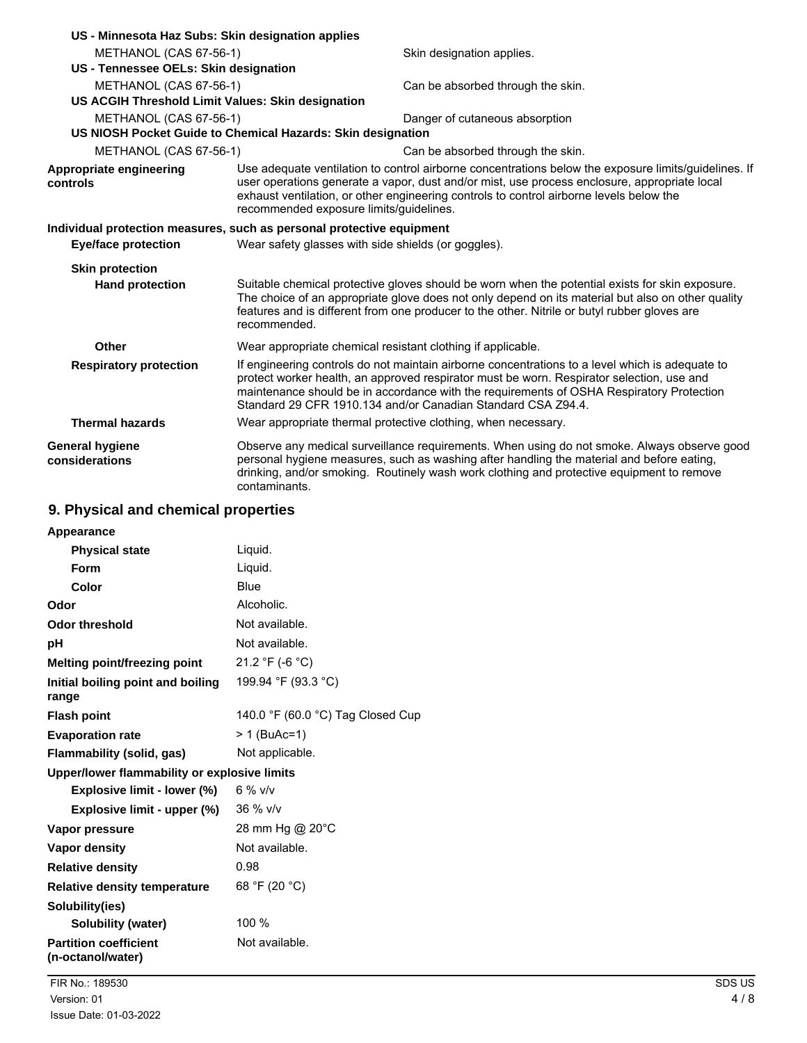**US - Minnesota Haz Subs: Skin designation applies**

| | |
|---|---|
| METHANOL (CAS 67-56-1) | Skin designation applies. |

**US - Tennessee OELs: Skin designation**

| | |
|---|---|
| METHANOL (CAS 67-56-1) | Can be absorbed through the skin. |

**US ACGIH Threshold Limit Values: Skin designation**

| | |
|---|---|
| METHANOL (CAS 67-56-1) | Danger of cutaneous absorption |

**US NIOSH Pocket Guide to Chemical Hazards: Skin designation**

| | |
|---|---|
| METHANOL (CAS 67-56-1) | Can be absorbed through the skin. |

**Appropriate engineering controls**
Use adequate ventilation to control airborne concentrations below the exposure limits/guidelines. If user operations generate a vapor, dust and/or mist, use process enclosure, appropriate local exhaust ventilation, or other engineering controls to control airborne levels below the recommended exposure limits/guidelines.

**Individual protection measures, such as personal protective equipment**

**Eye/face protection**
Wear safety glasses with side shields (or goggles).

**Skin protection**

**Hand protection**
Suitable chemical protective gloves should be worn when the potential exists for skin exposure. The choice of an appropriate glove does not only depend on its material but also on other quality features and is different from one producer to the other. Nitrile or butyl rubber gloves are recommended.

**Other**
Wear appropriate chemical resistant clothing if applicable.

**Respiratory protection**
If engineering controls do not maintain airborne concentrations to a level which is adequate to protect worker health, an approved respirator must be worn. Respirator selection, use and maintenance should be in accordance with the requirements of OSHA Respiratory Protection Standard 29 CFR 1910.134 and/or Canadian Standard CSA Z94.4.

**Thermal hazards**
Wear appropriate thermal protective clothing, when necessary.

**General hygiene considerations**
Observe any medical surveillance requirements. When using do not smoke. Always observe good personal hygiene measures, such as washing after handling the material and before eating, drinking, and/or smoking. Routinely wash work clothing and protective equipment to remove contaminants.

## 9. Physical and chemical properties

| Property | Value |
|---|---|
| **Appearance** | |
| **Physical state** | Liquid. |
| **Form** | Liquid. |
| **Color** | Blue |
| **Odor** | Alcoholic. |
| **Odor threshold** | Not available. |
| **pH** | Not available. |
| **Melting point/freezing point** | 21.2 °F (-6 °C) |
| **Initial boiling point and boiling range** | 199.94 °F (93.3 °C) |
| **Flash point** | 140.0 °F (60.0 °C) Tag Closed Cup |
| **Evaporation rate** | > 1 (BuAc=1) |
| **Flammability (solid, gas)** | Not applicable. |
| **Upper/lower flammability or explosive limits** | |
| **Explosive limit - lower (%)** | 6 % v/v |
| **Explosive limit - upper (%)** | 36 % v/v |
| **Vapor pressure** | 28 mm Hg @ 20°C |
| **Vapor density** | Not available. |
| **Relative density** | 0.98 |
| **Relative density temperature** | 68 °F (20 °C) |
| **Solubility(ies)** | |
| **Solubility (water)** | 100 % |
| **Partition coefficient (n-octanol/water)** | Not available. |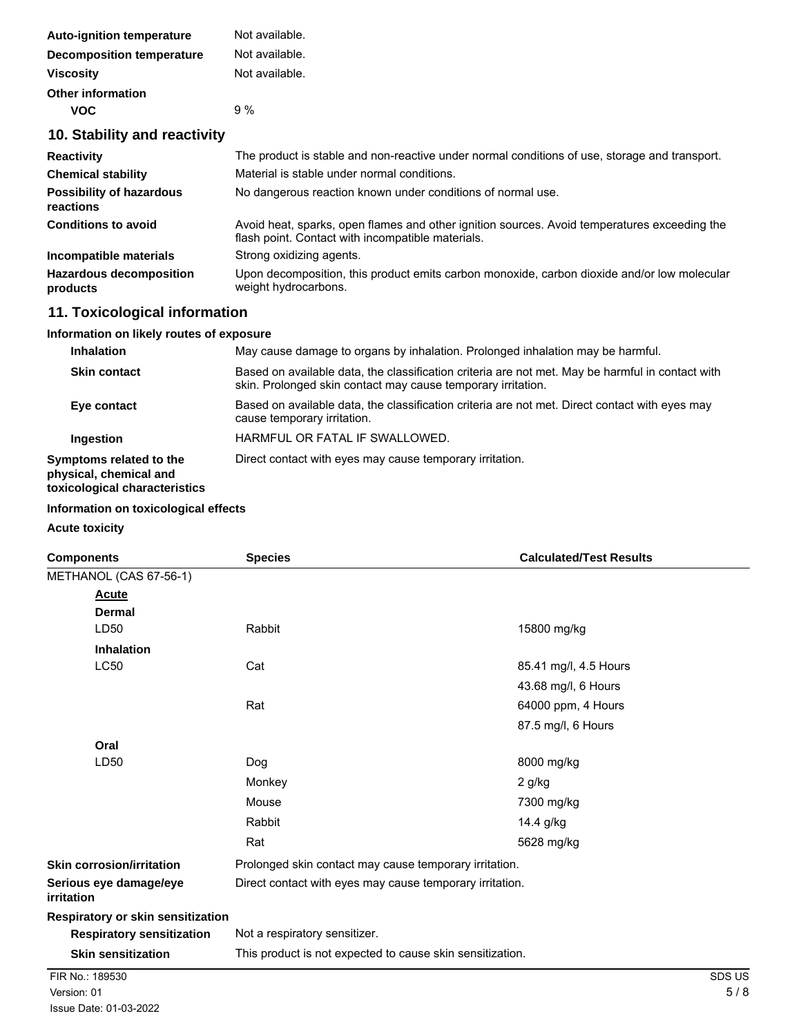| | |
|---|---|
| **Auto-ignition temperature** | Not available. |
| **Decomposition temperature** | Not available. |
| **Viscosity** | Not available. |
| **Other information** | |
| **VOC** | 9 % |

## 10. Stability and reactivity

| | |
|---|---|
| **Reactivity** | The product is stable and non-reactive under normal conditions of use, storage and transport. |
| **Chemical stability** | Material is stable under normal conditions. |
| **Possibility of hazardous reactions** | No dangerous reaction known under conditions of normal use. |
| **Conditions to avoid** | Avoid heat, sparks, open flames and other ignition sources. Avoid temperatures exceeding the flash point. Contact with incompatible materials. |
| **Incompatible materials** | Strong oxidizing agents. |
| **Hazardous decomposition products** | Upon decomposition, this product emits carbon monoxide, carbon dioxide and/or low molecular weight hydrocarbons. |

## 11. Toxicological information

**Information on likely routes of exposure**

| | |
|---|---|
| **Inhalation** | May cause damage to organs by inhalation. Prolonged inhalation may be harmful. |
| **Skin contact** | Based on available data, the classification criteria are not met. May be harmful in contact with skin. Prolonged skin contact may cause temporary irritation. |
| **Eye contact** | Based on available data, the classification criteria are not met. Direct contact with eyes may cause temporary irritation. |
| **Ingestion** | HARMFUL OR FATAL IF SWALLOWED. |
| **Symptoms related to the physical, chemical and toxicological characteristics** | Direct contact with eyes may cause temporary irritation. |

**Information on toxicological effects**

**Acute toxicity**

| Components | Species | Calculated/Test Results |
|---|---|---|
| METHANOL (CAS 67-56-1) | | |
| **Acute** | | |
| **Dermal** | | |
| LD50 | Rabbit | 15800 mg/kg |
| **Inhalation** | | |
| LC50 | Cat | 85.41 mg/l, 4.5 Hours |
| | | 43.68 mg/l, 6 Hours |
| | Rat | 64000 ppm, 4 Hours |
| | | 87.5 mg/l, 6 Hours |
| **Oral** | | |
| LD50 | Dog | 8000 mg/kg |
| | Monkey | 2 g/kg |
| | Mouse | 7300 mg/kg |
| | Rabbit | 14.4 g/kg |
| | Rat | 5628 mg/kg |

| | |
|---|---|
| **Skin corrosion/irritation** | Prolonged skin contact may cause temporary irritation. |
| **Serious eye damage/eye irritation** | Direct contact with eyes may cause temporary irritation. |
| **Respiratory or skin sensitization** | |
| **Respiratory sensitization** | Not a respiratory sensitizer. |
| **Skin sensitization** | This product is not expected to cause skin sensitization. |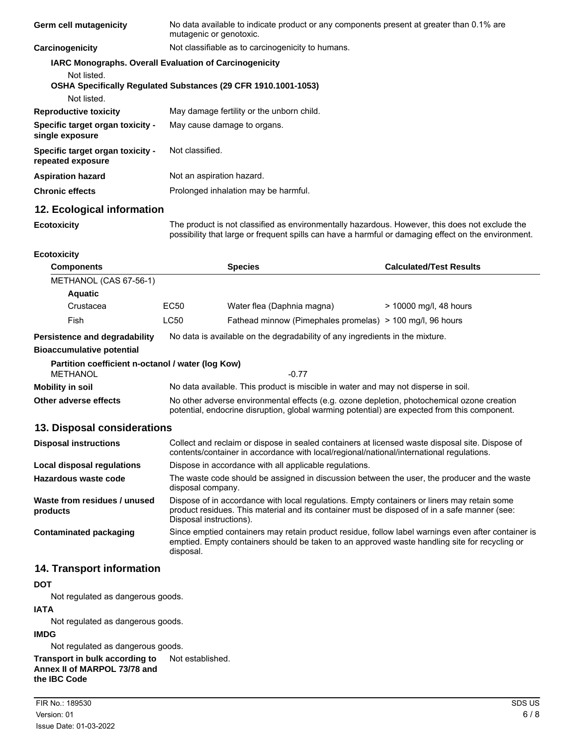**Germ cell mutagenicity** No data available to indicate product or any components present at greater than 0.1% are mutagenic or genotoxic.

**Carcinogenicity** Not classifiable as to carcinogenicity to humans.

**IARC Monographs. Overall Evaluation of Carcinogenicity**

Not listed.

**OSHA Specifically Regulated Substances (29 CFR 1910.1001-1053)**

Not listed.

**Reproductive toxicity** May damage fertility or the unborn child.

**Specific target organ toxicity - single exposure** May cause damage to organs.

**Specific target organ toxicity - repeated exposure** Not classified.

**Aspiration hazard** Not an aspiration hazard.

**Chronic effects** Prolonged inhalation may be harmful.

## 12. Ecological information

**Ecotoxicity** The product is not classified as environmentally hazardous. However, this does not exclude the possibility that large or frequent spills can have a harmful or damaging effect on the environment.

**Ecotoxicity**

| Components | | Species | Calculated/Test Results |
|---|---|---|---|
| METHANOL (CAS 67-56-1) | | | |
| **Aquatic** | | | |
| Crustacea | EC50 | Water flea (Daphnia magna) | > 10000 mg/l, 48 hours |
| Fish | LC50 | Fathead minnow (Pimephales promelas) | > 100 mg/l, 96 hours |

**Persistence and degradability** No data is available on the degradability of any ingredients in the mixture.

**Bioaccumulative potential**

**Partition coefficient n-octanol / water (log Kow)**

METHANOL -0.77

**Mobility in soil** No data available. This product is miscible in water and may not disperse in soil.

**Other adverse effects** No other adverse environmental effects (e.g. ozone depletion, photochemical ozone creation potential, endocrine disruption, global warming potential) are expected from this component.

## 13. Disposal considerations

**Disposal instructions** Collect and reclaim or dispose in sealed containers at licensed waste disposal site. Dispose of contents/container in accordance with local/regional/national/international regulations.

**Local disposal regulations** Dispose in accordance with all applicable regulations.

**Hazardous waste code** The waste code should be assigned in discussion between the user, the producer and the waste disposal company.

**Waste from residues / unused products** Dispose of in accordance with local regulations. Empty containers or liners may retain some product residues. This material and its container must be disposed of in a safe manner (see: Disposal instructions).

**Contaminated packaging** Since emptied containers may retain product residue, follow label warnings even after container is emptied. Empty containers should be taken to an approved waste handling site for recycling or disposal.

## 14. Transport information

**DOT**

Not regulated as dangerous goods.

**IATA**

Not regulated as dangerous goods.

**IMDG**

Not regulated as dangerous goods.

**Transport in bulk according to Annex II of MARPOL 73/78 and the IBC Code** Not established.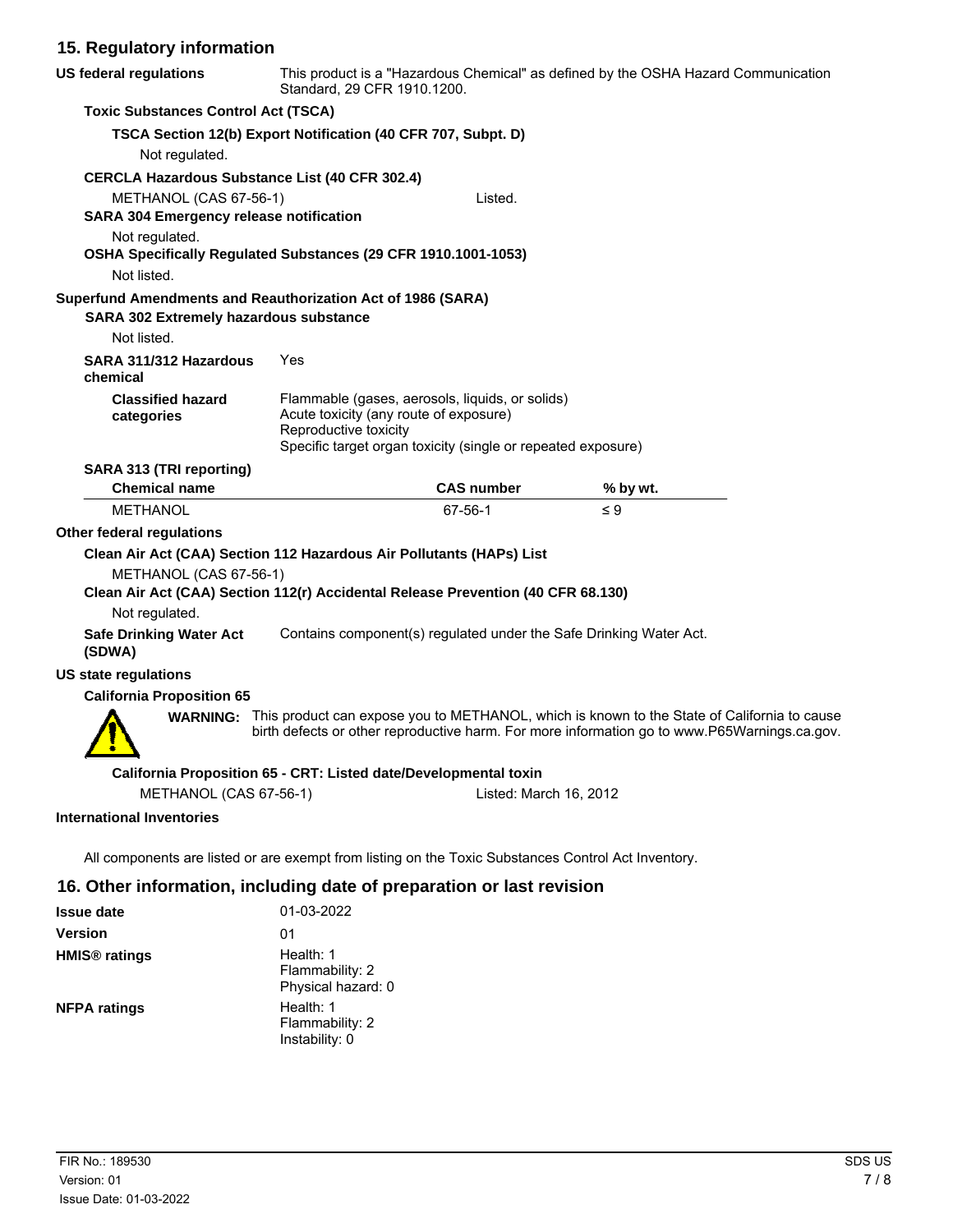## 15. Regulatory information

**US federal regulations** This product is a "Hazardous Chemical" as defined by the OSHA Hazard Communication Standard, 29 CFR 1910.1200.

**Toxic Substances Control Act (TSCA)**

**TSCA Section 12(b) Export Notification (40 CFR 707, Subpt. D)**

Not regulated.

**CERCLA Hazardous Substance List (40 CFR 302.4)**

METHANOL (CAS 67-56-1) Listed.

**SARA 304 Emergency release notification**

Not regulated.

**OSHA Specifically Regulated Substances (29 CFR 1910.1001-1053)**

Not listed.

**Superfund Amendments and Reauthorization Act of 1986 (SARA)**

**SARA 302 Extremely hazardous substance**

Not listed.

**SARA 311/312 Hazardous chemical** Yes

**Classified hazard categories**
Flammable (gases, aerosols, liquids, or solids)
Acute toxicity (any route of exposure)
Reproductive toxicity
Specific target organ toxicity (single or repeated exposure)

**SARA 313 (TRI reporting)**

| Chemical name | CAS number | % by wt. |
|---|---|---|
| METHANOL | 67-56-1 | ≤ 9 |

**Other federal regulations**

**Clean Air Act (CAA) Section 112 Hazardous Air Pollutants (HAPs) List**

METHANOL (CAS 67-56-1)

**Clean Air Act (CAA) Section 112(r) Accidental Release Prevention (40 CFR 68.130)**

Not regulated.

**Safe Drinking Water Act (SDWA)** Contains component(s) regulated under the Safe Drinking Water Act.

**US state regulations**

**California Proposition 65**

**WARNING:** This product can expose you to METHANOL, which is known to the State of California to cause birth defects or other reproductive harm. For more information go to www.P65Warnings.ca.gov.

**California Proposition 65 - CRT: Listed date/Developmental toxin**

METHANOL (CAS 67-56-1) Listed: March 16, 2012

**International Inventories**

All components are listed or are exempt from listing on the Toxic Substances Control Act Inventory.

## 16. Other information, including date of preparation or last revision

**Issue date** 01-03-2022

**Version** 01

**HMIS® ratings**
Health: 1
Flammability: 2
Physical hazard: 0

**NFPA ratings**
Health: 1
Flammability: 2
Instability: 0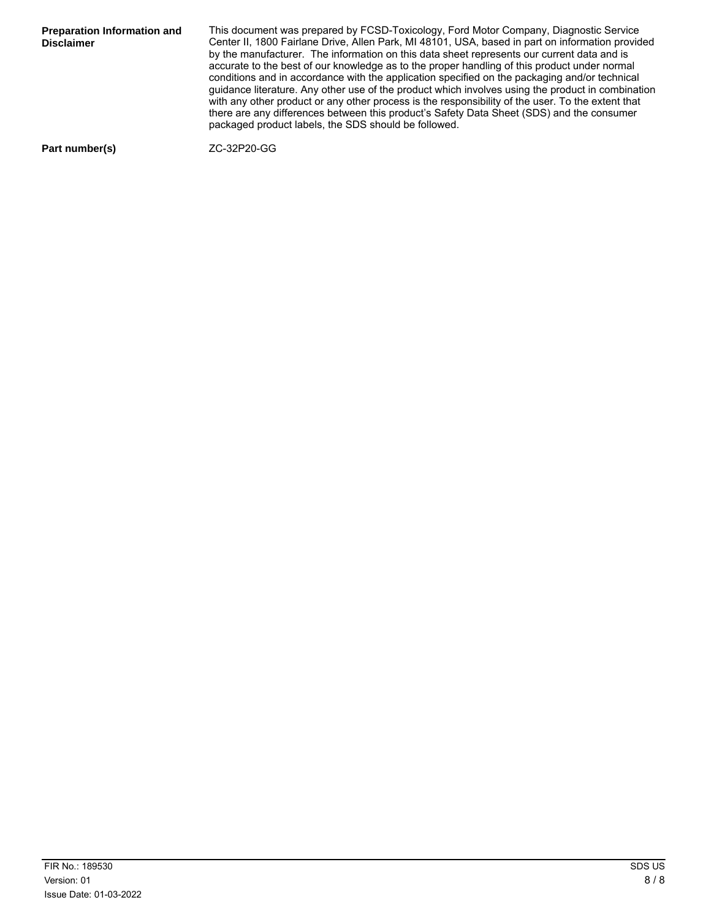**Preparation Information and Disclaimer**

This document was prepared by FCSD-Toxicology, Ford Motor Company, Diagnostic Service Center II, 1800 Fairlane Drive, Allen Park, MI 48101, USA, based in part on information provided by the manufacturer. The information on this data sheet represents our current data and is accurate to the best of our knowledge as to the proper handling of this product under normal conditions and in accordance with the application specified on the packaging and/or technical guidance literature. Any other use of the product which involves using the product in combination with any other product or any other process is the responsibility of the user. To the extent that there are any differences between this product's Safety Data Sheet (SDS) and the consumer packaged product labels, the SDS should be followed.

**Part number(s)**

ZC-32P20-GG